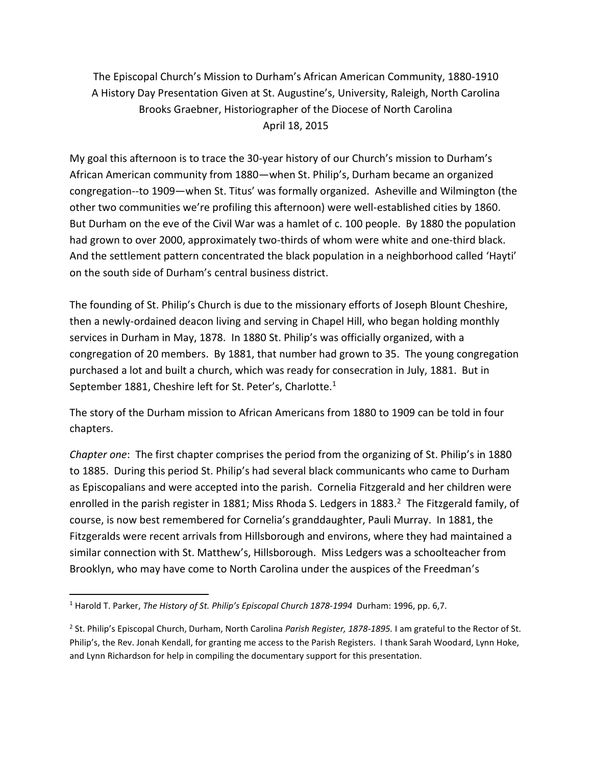The Episcopal Church's Mission to Durham's African American Community, 1880-1910
A History Day Presentation Given at St. Augustine's, University, Raleigh, North Carolina
Brooks Graebner, Historiographer of the Diocese of North Carolina
April 18, 2015

My goal this afternoon is to trace the 30-year history of our Church's mission to Durham's African American community from 1880—when St. Philip's, Durham became an organized congregation--to 1909—when St. Titus' was formally organized. Asheville and Wilmington (the other two communities we're profiling this afternoon) were well-established cities by 1860. But Durham on the eve of the Civil War was a hamlet of c. 100 people. By 1880 the population had grown to over 2000, approximately two-thirds of whom were white and one-third black. And the settlement pattern concentrated the black population in a neighborhood called 'Hayti' on the south side of Durham's central business district.

The founding of St. Philip's Church is due to the missionary efforts of Joseph Blount Cheshire, then a newly-ordained deacon living and serving in Chapel Hill, who began holding monthly services in Durham in May, 1878. In 1880 St. Philip's was officially organized, with a congregation of 20 members. By 1881, that number had grown to 35. The young congregation purchased a lot and built a church, which was ready for consecration in July, 1881. But in September 1881, Cheshire left for St. Peter's, Charlotte.[1]

The story of the Durham mission to African Americans from 1880 to 1909 can be told in four chapters.

*Chapter one*: The first chapter comprises the period from the organizing of St. Philip's in 1880 to 1885. During this period St. Philip's had several black communicants who came to Durham as Episcopalians and were accepted into the parish. Cornelia Fitzgerald and her children were enrolled in the parish register in 1881; Miss Rhoda S. Ledgers in 1883.[2] The Fitzgerald family, of course, is now best remembered for Cornelia's granddaughter, Pauli Murray. In 1881, the Fitzgeralds were recent arrivals from Hillsborough and environs, where they had maintained a similar connection with St. Matthew's, Hillsborough. Miss Ledgers was a schoolteacher from Brooklyn, who may have come to North Carolina under the auspices of the Freedman's

---

[1] Harold T. Parker, *The History of St. Philip's Episcopal Church 1878-1994* Durham: 1996, pp. 6,7.

[2] St. Philip's Episcopal Church, Durham, North Carolina *Parish Register, 1878-1895*. I am grateful to the Rector of St. Philip's, the Rev. Jonah Kendall, for granting me access to the Parish Registers. I thank Sarah Woodard, Lynn Hoke, and Lynn Richardson for help in compiling the documentary support for this presentation.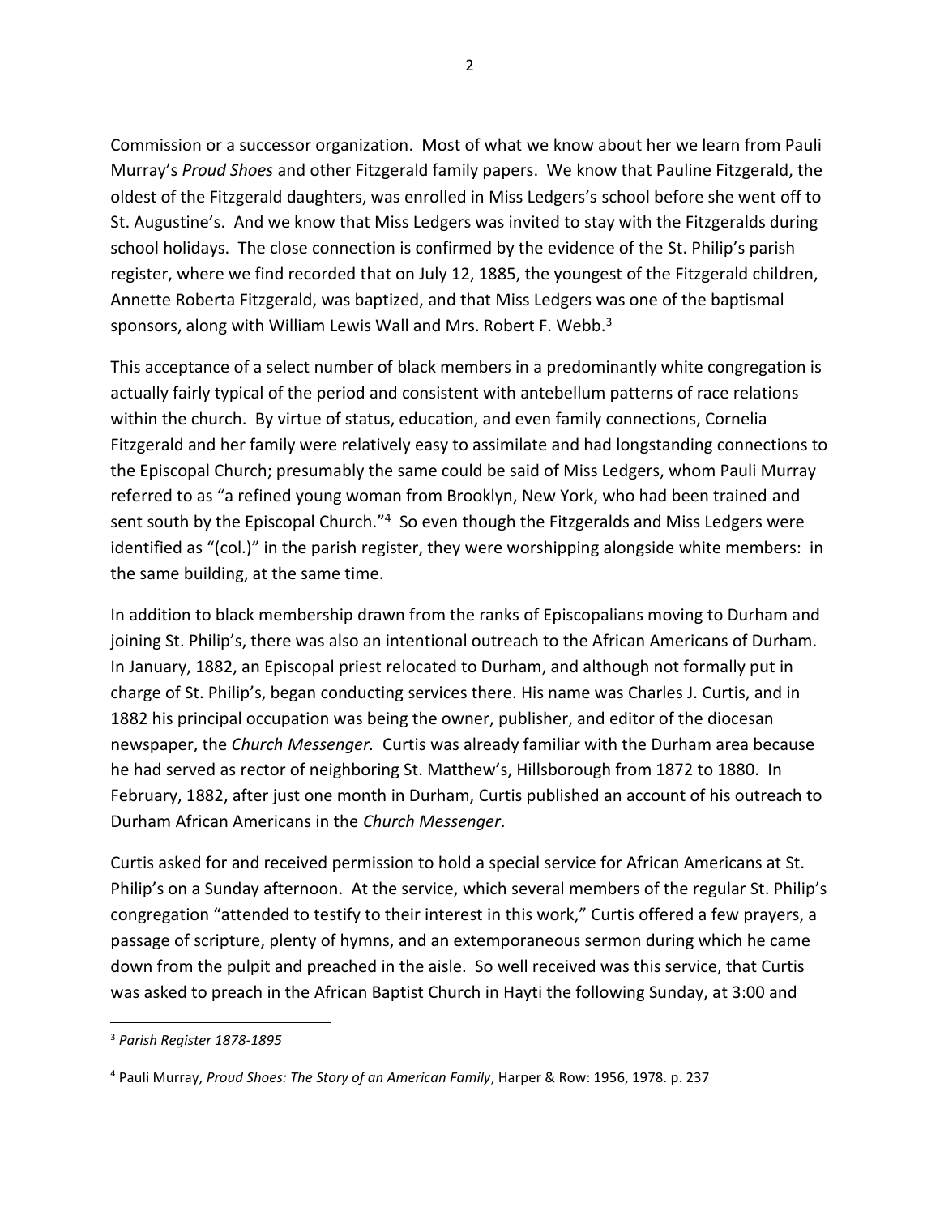Commission or a successor organization. Most of what we know about her we learn from Pauli Murray's *Proud Shoes* and other Fitzgerald family papers. We know that Pauline Fitzgerald, the oldest of the Fitzgerald daughters, was enrolled in Miss Ledgers's school before she went off to St. Augustine's. And we know that Miss Ledgers was invited to stay with the Fitzgeralds during school holidays. The close connection is confirmed by the evidence of the St. Philip's parish register, where we find recorded that on July 12, 1885, the youngest of the Fitzgerald children, Annette Roberta Fitzgerald, was baptized, and that Miss Ledgers was one of the baptismal sponsors, along with William Lewis Wall and Mrs. Robert F. Webb.[3]

This acceptance of a select number of black members in a predominantly white congregation is actually fairly typical of the period and consistent with antebellum patterns of race relations within the church. By virtue of status, education, and even family connections, Cornelia Fitzgerald and her family were relatively easy to assimilate and had longstanding connections to the Episcopal Church; presumably the same could be said of Miss Ledgers, whom Pauli Murray referred to as "a refined young woman from Brooklyn, New York, who had been trained and sent south by the Episcopal Church."[4] So even though the Fitzgeralds and Miss Ledgers were identified as "(col.)" in the parish register, they were worshipping alongside white members: in the same building, at the same time.

In addition to black membership drawn from the ranks of Episcopalians moving to Durham and joining St. Philip's, there was also an intentional outreach to the African Americans of Durham. In January, 1882, an Episcopal priest relocated to Durham, and although not formally put in charge of St. Philip's, began conducting services there. His name was Charles J. Curtis, and in 1882 his principal occupation was being the owner, publisher, and editor of the diocesan newspaper, the *Church Messenger.* Curtis was already familiar with the Durham area because he had served as rector of neighboring St. Matthew's, Hillsborough from 1872 to 1880. In February, 1882, after just one month in Durham, Curtis published an account of his outreach to Durham African Americans in the *Church Messenger*.

Curtis asked for and received permission to hold a special service for African Americans at St. Philip's on a Sunday afternoon. At the service, which several members of the regular St. Philip's congregation "attended to testify to their interest in this work," Curtis offered a few prayers, a passage of scripture, plenty of hymns, and an extemporaneous sermon during which he came down from the pulpit and preached in the aisle. So well received was this service, that Curtis was asked to preach in the African Baptist Church in Hayti the following Sunday, at 3:00 and

---

[3] *Parish Register 1878-1895*

[4] Pauli Murray, *Proud Shoes: The Story of an American Family*, Harper & Row: 1956, 1978. p. 237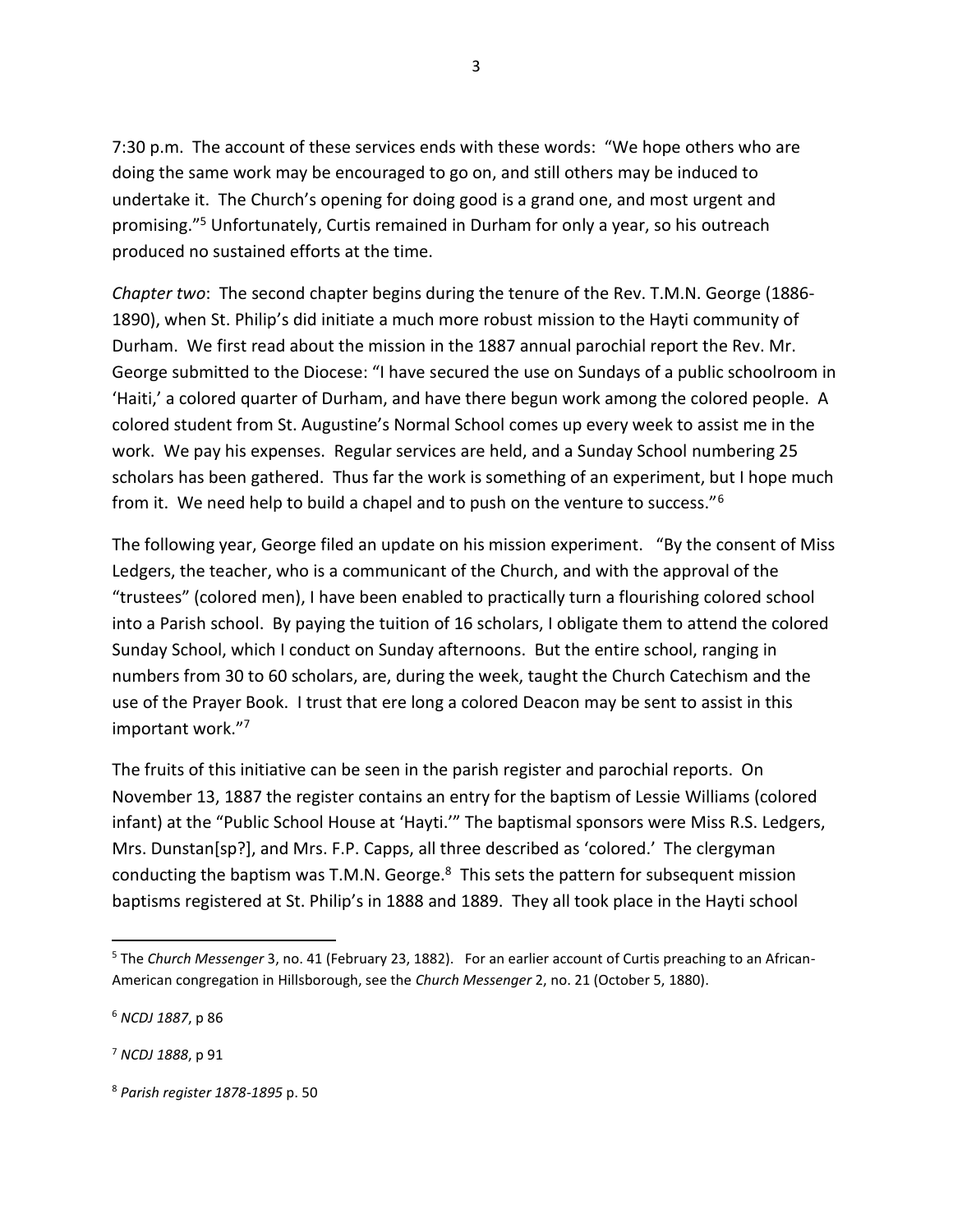7:30 p.m. The account of these services ends with these words: "We hope others who are doing the same work may be encouraged to go on, and still others may be induced to undertake it. The Church's opening for doing good is a grand one, and most urgent and promising."[5] Unfortunately, Curtis remained in Durham for only a year, so his outreach produced no sustained efforts at the time.

*Chapter two*: The second chapter begins during the tenure of the Rev. T.M.N. George (1886-1890), when St. Philip's did initiate a much more robust mission to the Hayti community of Durham. We first read about the mission in the 1887 annual parochial report the Rev. Mr. George submitted to the Diocese: "I have secured the use on Sundays of a public schoolroom in 'Haiti,' a colored quarter of Durham, and have there begun work among the colored people. A colored student from St. Augustine's Normal School comes up every week to assist me in the work. We pay his expenses. Regular services are held, and a Sunday School numbering 25 scholars has been gathered. Thus far the work is something of an experiment, but I hope much from it. We need help to build a chapel and to push on the venture to success."[6]

The following year, George filed an update on his mission experiment. "By the consent of Miss Ledgers, the teacher, who is a communicant of the Church, and with the approval of the "trustees" (colored men), I have been enabled to practically turn a flourishing colored school into a Parish school. By paying the tuition of 16 scholars, I obligate them to attend the colored Sunday School, which I conduct on Sunday afternoons. But the entire school, ranging in numbers from 30 to 60 scholars, are, during the week, taught the Church Catechism and the use of the Prayer Book. I trust that ere long a colored Deacon may be sent to assist in this important work."[7]

The fruits of this initiative can be seen in the parish register and parochial reports. On November 13, 1887 the register contains an entry for the baptism of Lessie Williams (colored infant) at the "Public School House at 'Hayti.'" The baptismal sponsors were Miss R.S. Ledgers, Mrs. Dunstan[sp?], and Mrs. F.P. Capps, all three described as 'colored.' The clergyman conducting the baptism was T.M.N. George.[8] This sets the pattern for subsequent mission baptisms registered at St. Philip's in 1888 and 1889. They all took place in the Hayti school

---

[5] The *Church Messenger* 3, no. 41 (February 23, 1882). For an earlier account of Curtis preaching to an African-American congregation in Hillsborough, see the *Church Messenger* 2, no. 21 (October 5, 1880).

[6] *NCDJ 1887*, p 86

[7] *NCDJ 1888*, p 91

[8] *Parish register 1878-1895* p. 50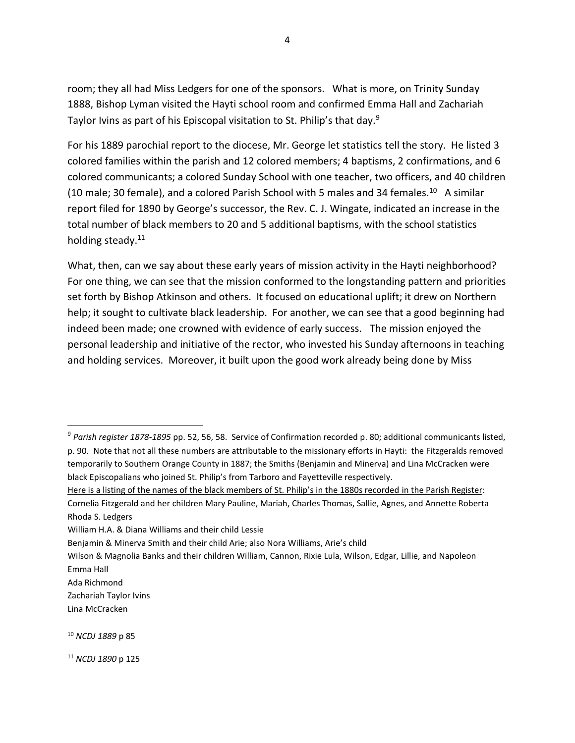room; they all had Miss Ledgers for one of the sponsors. What is more, on Trinity Sunday 1888, Bishop Lyman visited the Hayti school room and confirmed Emma Hall and Zachariah Taylor Ivins as part of his Episcopal visitation to St. Philip's that day.[9]

For his 1889 parochial report to the diocese, Mr. George let statistics tell the story. He listed 3 colored families within the parish and 12 colored members; 4 baptisms, 2 confirmations, and 6 colored communicants; a colored Sunday School with one teacher, two officers, and 40 children (10 male; 30 female), and a colored Parish School with 5 males and 34 females.[10] A similar report filed for 1890 by George's successor, the Rev. C. J. Wingate, indicated an increase in the total number of black members to 20 and 5 additional baptisms, with the school statistics holding steady.[11]

What, then, can we say about these early years of mission activity in the Hayti neighborhood? For one thing, we can see that the mission conformed to the longstanding pattern and priorities set forth by Bishop Atkinson and others. It focused on educational uplift; it drew on Northern help; it sought to cultivate black leadership. For another, we can see that a good beginning had indeed been made; one crowned with evidence of early success. The mission enjoyed the personal leadership and initiative of the rector, who invested his Sunday afternoons in teaching and holding services. Moreover, it built upon the good work already being done by Miss

---

[9] *Parish register 1878-1895* pp. 52, 56, 58. Service of Confirmation recorded p. 80; additional communicants listed, p. 90. Note that not all these numbers are attributable to the missionary efforts in Hayti: the Fitzgeralds removed temporarily to Southern Orange County in 1887; the Smiths (Benjamin and Minerva) and Lina McCracken were black Episcopalians who joined St. Philip's from Tarboro and Fayetteville respectively.

<u>Here is a listing of the names of the black members of St. Philip's in the 1880s recorded in the Parish Register</u>:
Cornelia Fitzgerald and her children Mary Pauline, Mariah, Charles Thomas, Sallie, Agnes, and Annette Roberta
Rhoda S. Ledgers
William H.A. & Diana Williams and their child Lessie
Benjamin & Minerva Smith and their child Arie; also Nora Williams, Arie's child
Wilson & Magnolia Banks and their children William, Cannon, Rixie Lula, Wilson, Edgar, Lillie, and Napoleon
Emma Hall
Ada Richmond
Zachariah Taylor Ivins
Lina McCracken

[10] *NCDJ 1889* p 85

[11] *NCDJ 1890* p 125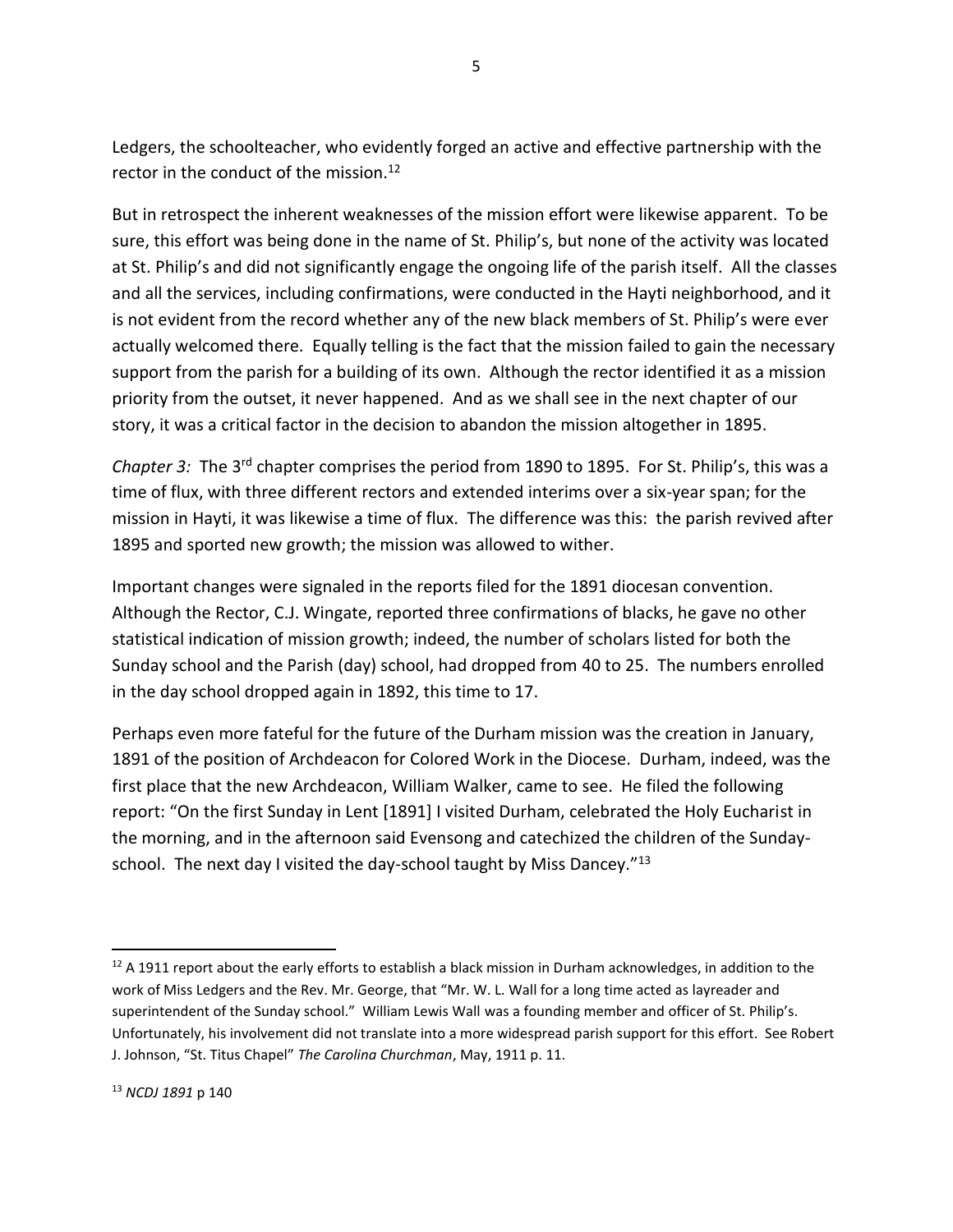Ledgers, the schoolteacher, who evidently forged an active and effective partnership with the rector in the conduct of the mission.[12]

But in retrospect the inherent weaknesses of the mission effort were likewise apparent. To be sure, this effort was being done in the name of St. Philip's, but none of the activity was located at St. Philip's and did not significantly engage the ongoing life of the parish itself. All the classes and all the services, including confirmations, were conducted in the Hayti neighborhood, and it is not evident from the record whether any of the new black members of St. Philip's were ever actually welcomed there. Equally telling is the fact that the mission failed to gain the necessary support from the parish for a building of its own. Although the rector identified it as a mission priority from the outset, it never happened. And as we shall see in the next chapter of our story, it was a critical factor in the decision to abandon the mission altogether in 1895.

*Chapter 3:* The 3rd chapter comprises the period from 1890 to 1895. For St. Philip's, this was a time of flux, with three different rectors and extended interims over a six-year span; for the mission in Hayti, it was likewise a time of flux. The difference was this: the parish revived after 1895 and sported new growth; the mission was allowed to wither.

Important changes were signaled in the reports filed for the 1891 diocesan convention. Although the Rector, C.J. Wingate, reported three confirmations of blacks, he gave no other statistical indication of mission growth; indeed, the number of scholars listed for both the Sunday school and the Parish (day) school, had dropped from 40 to 25. The numbers enrolled in the day school dropped again in 1892, this time to 17.

Perhaps even more fateful for the future of the Durham mission was the creation in January, 1891 of the position of Archdeacon for Colored Work in the Diocese. Durham, indeed, was the first place that the new Archdeacon, William Walker, came to see. He filed the following report: "On the first Sunday in Lent [1891] I visited Durham, celebrated the Holy Eucharist in the morning, and in the afternoon said Evensong and catechized the children of the Sunday-school. The next day I visited the day-school taught by Miss Dancey."[13]

---

[12] A 1911 report about the early efforts to establish a black mission in Durham acknowledges, in addition to the work of Miss Ledgers and the Rev. Mr. George, that "Mr. W. L. Wall for a long time acted as layreader and superintendent of the Sunday school." William Lewis Wall was a founding member and officer of St. Philip's. Unfortunately, his involvement did not translate into a more widespread parish support for this effort. See Robert J. Johnson, "St. Titus Chapel" *The Carolina Churchman*, May, 1911 p. 11.

[13] *NCDJ 1891* p 140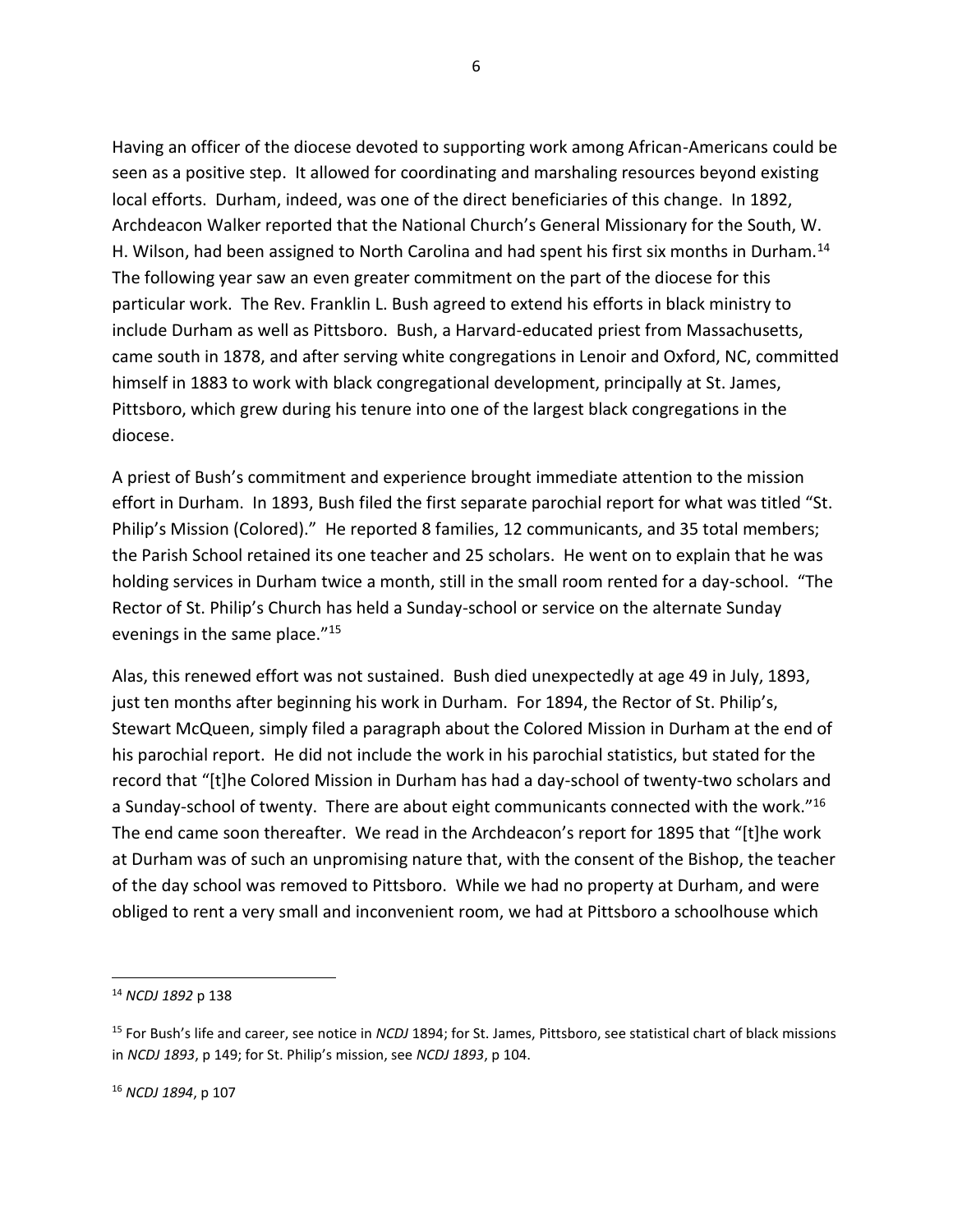Having an officer of the diocese devoted to supporting work among African-Americans could be seen as a positive step. It allowed for coordinating and marshaling resources beyond existing local efforts. Durham, indeed, was one of the direct beneficiaries of this change. In 1892, Archdeacon Walker reported that the National Church's General Missionary for the South, W. H. Wilson, had been assigned to North Carolina and had spent his first six months in Durham.[14] The following year saw an even greater commitment on the part of the diocese for this particular work. The Rev. Franklin L. Bush agreed to extend his efforts in black ministry to include Durham as well as Pittsboro. Bush, a Harvard-educated priest from Massachusetts, came south in 1878, and after serving white congregations in Lenoir and Oxford, NC, committed himself in 1883 to work with black congregational development, principally at St. James, Pittsboro, which grew during his tenure into one of the largest black congregations in the diocese.

A priest of Bush's commitment and experience brought immediate attention to the mission effort in Durham. In 1893, Bush filed the first separate parochial report for what was titled "St. Philip's Mission (Colored)." He reported 8 families, 12 communicants, and 35 total members; the Parish School retained its one teacher and 25 scholars. He went on to explain that he was holding services in Durham twice a month, still in the small room rented for a day-school. "The Rector of St. Philip's Church has held a Sunday-school or service on the alternate Sunday evenings in the same place."[15]

Alas, this renewed effort was not sustained. Bush died unexpectedly at age 49 in July, 1893, just ten months after beginning his work in Durham. For 1894, the Rector of St. Philip's, Stewart McQueen, simply filed a paragraph about the Colored Mission in Durham at the end of his parochial report. He did not include the work in his parochial statistics, but stated for the record that "[t]he Colored Mission in Durham has had a day-school of twenty-two scholars and a Sunday-school of twenty. There are about eight communicants connected with the work."[16] The end came soon thereafter. We read in the Archdeacon's report for 1895 that "[t]he work at Durham was of such an unpromising nature that, with the consent of the Bishop, the teacher of the day school was removed to Pittsboro. While we had no property at Durham, and were obliged to rent a very small and inconvenient room, we had at Pittsboro a schoolhouse which

---

[14] *NCDJ 1892* p 138

[15] For Bush's life and career, see notice in *NCDJ* 1894; for St. James, Pittsboro, see statistical chart of black missions in *NCDJ 1893*, p 149; for St. Philip's mission, see *NCDJ 1893*, p 104.

[16] *NCDJ 1894*, p 107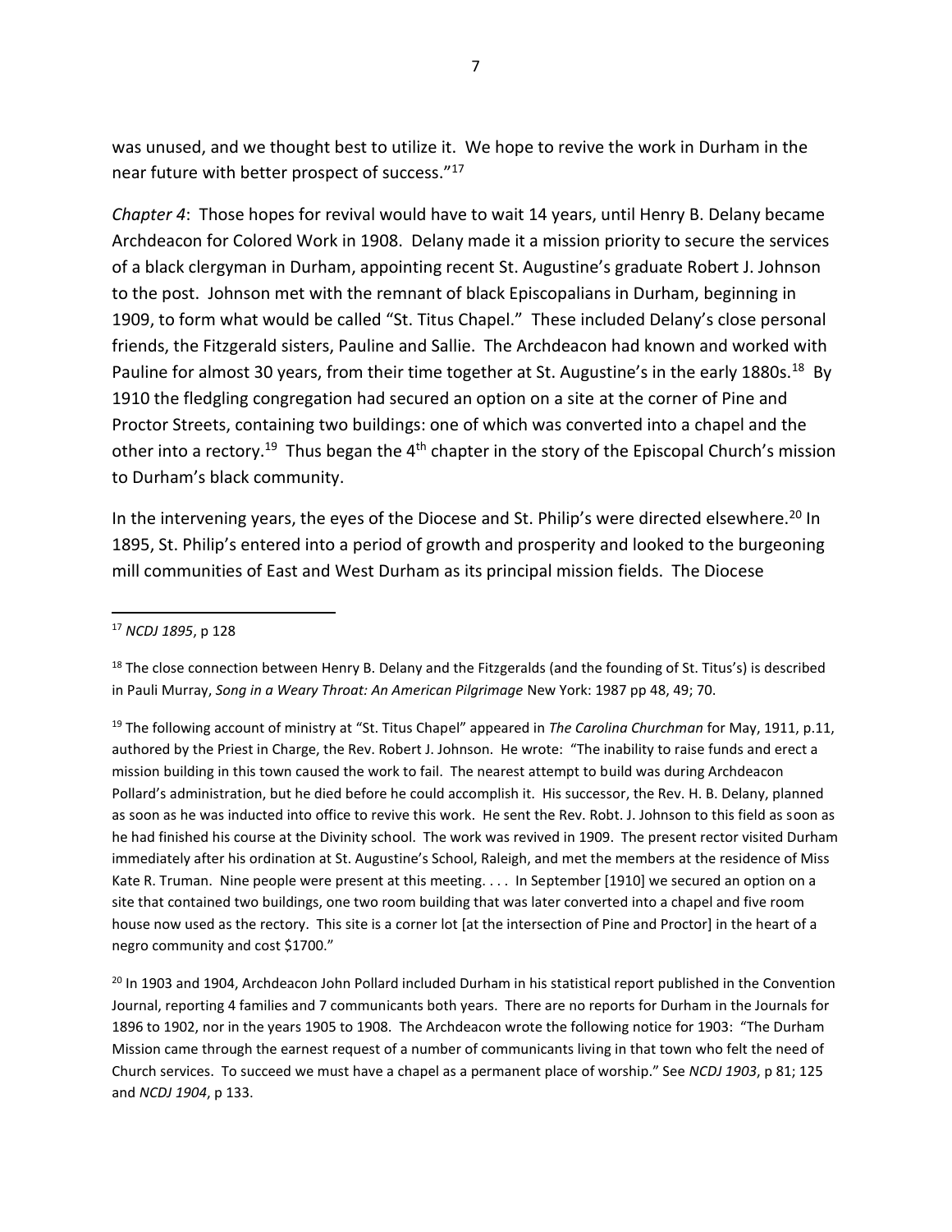was unused, and we thought best to utilize it. We hope to revive the work in Durham in the near future with better prospect of success."[17]

*Chapter 4*: Those hopes for revival would have to wait 14 years, until Henry B. Delany became Archdeacon for Colored Work in 1908. Delany made it a mission priority to secure the services of a black clergyman in Durham, appointing recent St. Augustine's graduate Robert J. Johnson to the post. Johnson met with the remnant of black Episcopalians in Durham, beginning in 1909, to form what would be called "St. Titus Chapel." These included Delany's close personal friends, the Fitzgerald sisters, Pauline and Sallie. The Archdeacon had known and worked with Pauline for almost 30 years, from their time together at St. Augustine's in the early 1880s.[18] By 1910 the fledgling congregation had secured an option on a site at the corner of Pine and Proctor Streets, containing two buildings: one of which was converted into a chapel and the other into a rectory.[19] Thus began the 4th chapter in the story of the Episcopal Church's mission to Durham's black community.

In the intervening years, the eyes of the Diocese and St. Philip's were directed elsewhere.[20] In 1895, St. Philip's entered into a period of growth and prosperity and looked to the burgeoning mill communities of East and West Durham as its principal mission fields. The Diocese

---

[17] *NCDJ 1895*, p 128

[18] The close connection between Henry B. Delany and the Fitzgeralds (and the founding of St. Titus's) is described in Pauli Murray, *Song in a Weary Throat: An American Pilgrimage* New York: 1987 pp 48, 49; 70.

[19] The following account of ministry at "St. Titus Chapel" appeared in *The Carolina Churchman* for May, 1911, p.11, authored by the Priest in Charge, the Rev. Robert J. Johnson. He wrote: "The inability to raise funds and erect a mission building in this town caused the work to fail. The nearest attempt to build was during Archdeacon Pollard's administration, but he died before he could accomplish it. His successor, the Rev. H. B. Delany, planned as soon as he was inducted into office to revive this work. He sent the Rev. Robt. J. Johnson to this field as soon as he had finished his course at the Divinity school. The work was revived in 1909. The present rector visited Durham immediately after his ordination at St. Augustine's School, Raleigh, and met the members at the residence of Miss Kate R. Truman. Nine people were present at this meeting. . . . In September [1910] we secured an option on a site that contained two buildings, one two room building that was later converted into a chapel and five room house now used as the rectory. This site is a corner lot [at the intersection of Pine and Proctor] in the heart of a negro community and cost $1700."

[20] In 1903 and 1904, Archdeacon John Pollard included Durham in his statistical report published in the Convention Journal, reporting 4 families and 7 communicants both years. There are no reports for Durham in the Journals for 1896 to 1902, nor in the years 1905 to 1908. The Archdeacon wrote the following notice for 1903: "The Durham Mission came through the earnest request of a number of communicants living in that town who felt the need of Church services. To succeed we must have a chapel as a permanent place of worship." See *NCDJ 1903*, p 81; 125 and *NCDJ 1904*, p 133.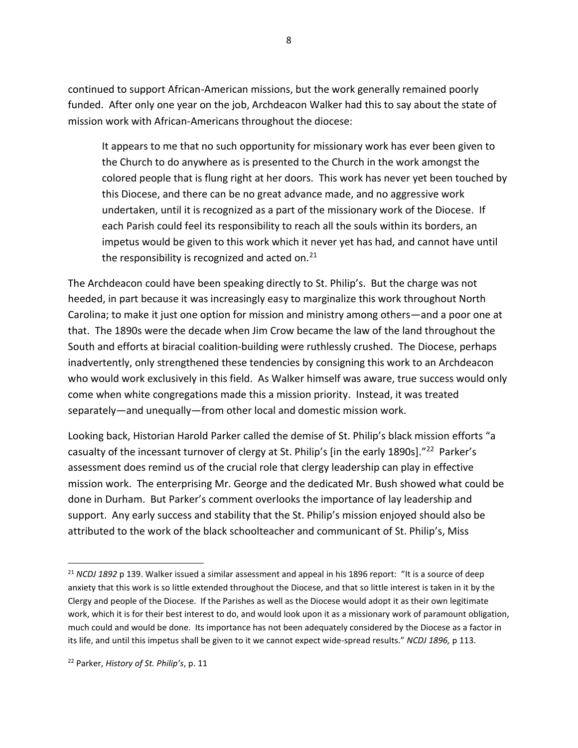continued to support African-American missions, but the work generally remained poorly funded. After only one year on the job, Archdeacon Walker had this to say about the state of mission work with African-Americans throughout the diocese:

> It appears to me that no such opportunity for missionary work has ever been given to the Church to do anywhere as is presented to the Church in the work amongst the colored people that is flung right at her doors. This work has never yet been touched by this Diocese, and there can be no great advance made, and no aggressive work undertaken, until it is recognized as a part of the missionary work of the Diocese. If each Parish could feel its responsibility to reach all the souls within its borders, an impetus would be given to this work which it never yet has had, and cannot have until the responsibility is recognized and acted on.[21]

The Archdeacon could have been speaking directly to St. Philip's. But the charge was not heeded, in part because it was increasingly easy to marginalize this work throughout North Carolina; to make it just one option for mission and ministry among others—and a poor one at that. The 1890s were the decade when Jim Crow became the law of the land throughout the South and efforts at biracial coalition-building were ruthlessly crushed. The Diocese, perhaps inadvertently, only strengthened these tendencies by consigning this work to an Archdeacon who would work exclusively in this field. As Walker himself was aware, true success would only come when white congregations made this a mission priority. Instead, it was treated separately—and unequally—from other local and domestic mission work.

Looking back, Historian Harold Parker called the demise of St. Philip's black mission efforts "a casualty of the incessant turnover of clergy at St. Philip's [in the early 1890s]."[22] Parker's assessment does remind us of the crucial role that clergy leadership can play in effective mission work. The enterprising Mr. George and the dedicated Mr. Bush showed what could be done in Durham. But Parker's comment overlooks the importance of lay leadership and support. Any early success and stability that the St. Philip's mission enjoyed should also be attributed to the work of the black schoolteacher and communicant of St. Philip's, Miss

---

[21] *NCDJ 1892* p 139. Walker issued a similar assessment and appeal in his 1896 report: "It is a source of deep anxiety that this work is so little extended throughout the Diocese, and that so little interest is taken in it by the Clergy and people of the Diocese. If the Parishes as well as the Diocese would adopt it as their own legitimate work, which it is for their best interest to do, and would look upon it as a missionary work of paramount obligation, much could and would be done. Its importance has not been adequately considered by the Diocese as a factor in its life, and until this impetus shall be given to it we cannot expect wide-spread results." *NCDJ 1896,* p 113.

[22] Parker, *History of St. Philip's*, p. 11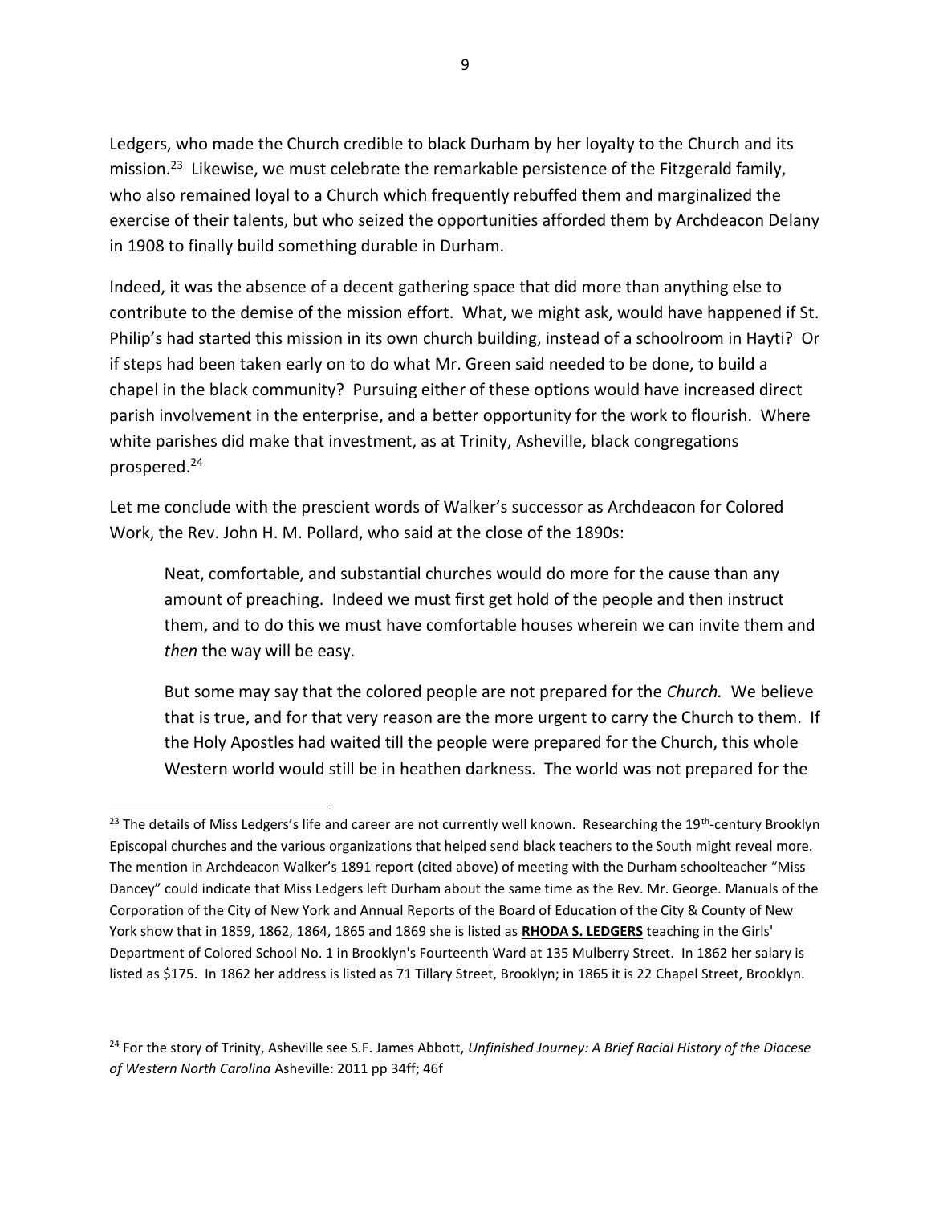Ledgers, who made the Church credible to black Durham by her loyalty to the Church and its mission.[23] Likewise, we must celebrate the remarkable persistence of the Fitzgerald family, who also remained loyal to a Church which frequently rebuffed them and marginalized the exercise of their talents, but who seized the opportunities afforded them by Archdeacon Delany in 1908 to finally build something durable in Durham.

Indeed, it was the absence of a decent gathering space that did more than anything else to contribute to the demise of the mission effort. What, we might ask, would have happened if St. Philip's had started this mission in its own church building, instead of a schoolroom in Hayti? Or if steps had been taken early on to do what Mr. Green said needed to be done, to build a chapel in the black community? Pursuing either of these options would have increased direct parish involvement in the enterprise, and a better opportunity for the work to flourish. Where white parishes did make that investment, as at Trinity, Asheville, black congregations prospered.[24]

Let me conclude with the prescient words of Walker's successor as Archdeacon for Colored Work, the Rev. John H. M. Pollard, who said at the close of the 1890s:

> Neat, comfortable, and substantial churches would do more for the cause than any amount of preaching. Indeed we must first get hold of the people and then instruct them, and to do this we must have comfortable houses wherein we can invite them and *then* the way will be easy.
>
> But some may say that the colored people are not prepared for the *Church.* We believe that is true, and for that very reason are the more urgent to carry the Church to them. If the Holy Apostles had waited till the people were prepared for the Church, this whole Western world would still be in heathen darkness. The world was not prepared for the

---

[23] The details of Miss Ledgers's life and career are not currently well known. Researching the 19th-century Brooklyn Episcopal churches and the various organizations that helped send black teachers to the South might reveal more. The mention in Archdeacon Walker's 1891 report (cited above) of meeting with the Durham schoolteacher "Miss Dancey" could indicate that Miss Ledgers left Durham about the same time as the Rev. Mr. George. Manuals of the Corporation of the City of New York and Annual Reports of the Board of Education of the City & County of New York show that in 1859, 1862, 1864, 1865 and 1869 she is listed as **RHODA S. LEDGERS** teaching in the Girls' Department of Colored School No. 1 in Brooklyn's Fourteenth Ward at 135 Mulberry Street. In 1862 her salary is listed as $175. In 1862 her address is listed as 71 Tillary Street, Brooklyn; in 1865 it is 22 Chapel Street, Brooklyn.

[24] For the story of Trinity, Asheville see S.F. James Abbott, *Unfinished Journey: A Brief Racial History of the Diocese of Western North Carolina* Asheville: 2011 pp 34ff; 46f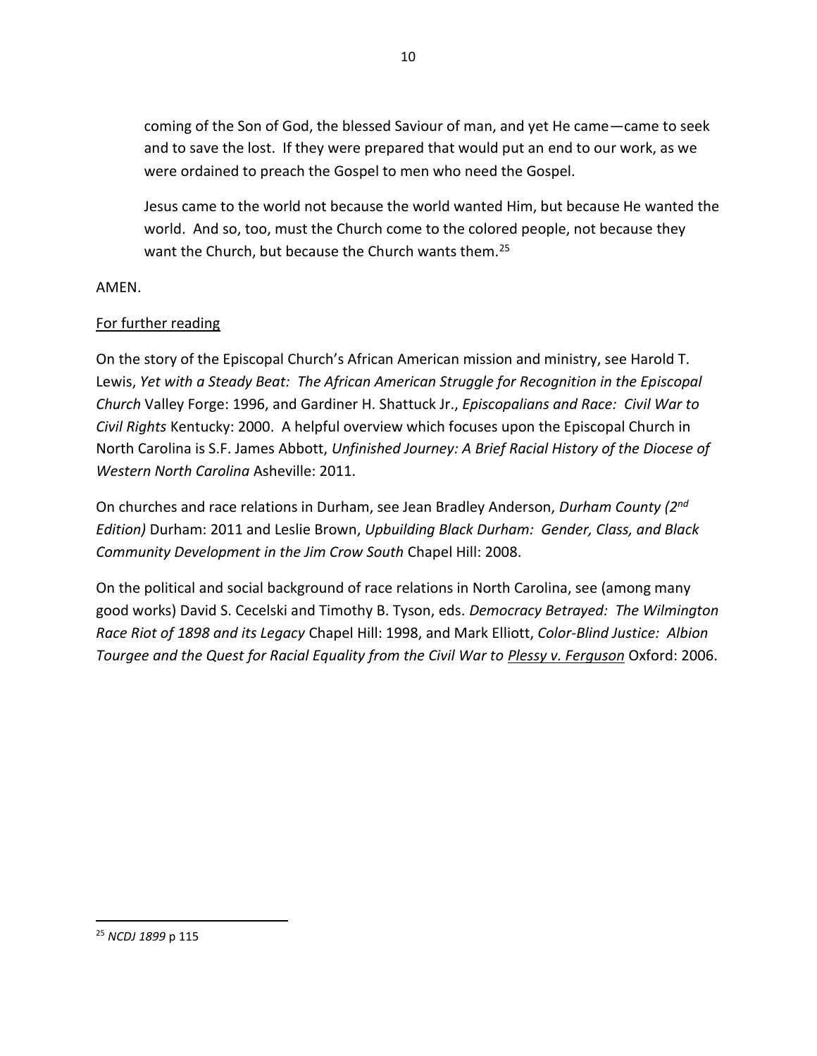> coming of the Son of God, the blessed Saviour of man, and yet He came—came to seek and to save the lost. If they were prepared that would put an end to our work, as we were ordained to preach the Gospel to men who need the Gospel.
>
> Jesus came to the world not because the world wanted Him, but because He wanted the world. And so, too, must the Church come to the colored people, not because they want the Church, but because the Church wants them.[25]

AMEN.

<u>For further reading</u>

On the story of the Episcopal Church's African American mission and ministry, see Harold T. Lewis, *Yet with a Steady Beat: The African American Struggle for Recognition in the Episcopal Church* Valley Forge: 1996, and Gardiner H. Shattuck Jr., *Episcopalians and Race: Civil War to Civil Rights* Kentucky: 2000. A helpful overview which focuses upon the Episcopal Church in North Carolina is S.F. James Abbott, *Unfinished Journey: A Brief Racial History of the Diocese of Western North Carolina* Asheville: 2011.

On churches and race relations in Durham, see Jean Bradley Anderson, *Durham County (2nd Edition)* Durham: 2011 and Leslie Brown, *Upbuilding Black Durham: Gender, Class, and Black Community Development in the Jim Crow South* Chapel Hill: 2008.

On the political and social background of race relations in North Carolina, see (among many good works) David S. Cecelski and Timothy B. Tyson, eds. *Democracy Betrayed: The Wilmington Race Riot of 1898 and its Legacy* Chapel Hill: 1998, and Mark Elliott, *Color-Blind Justice: Albion Tourgee and the Quest for Racial Equality from the Civil War to <u>Plessy v. Ferguson</u>* Oxford: 2006.

---

[25] *NCDJ 1899* p 115